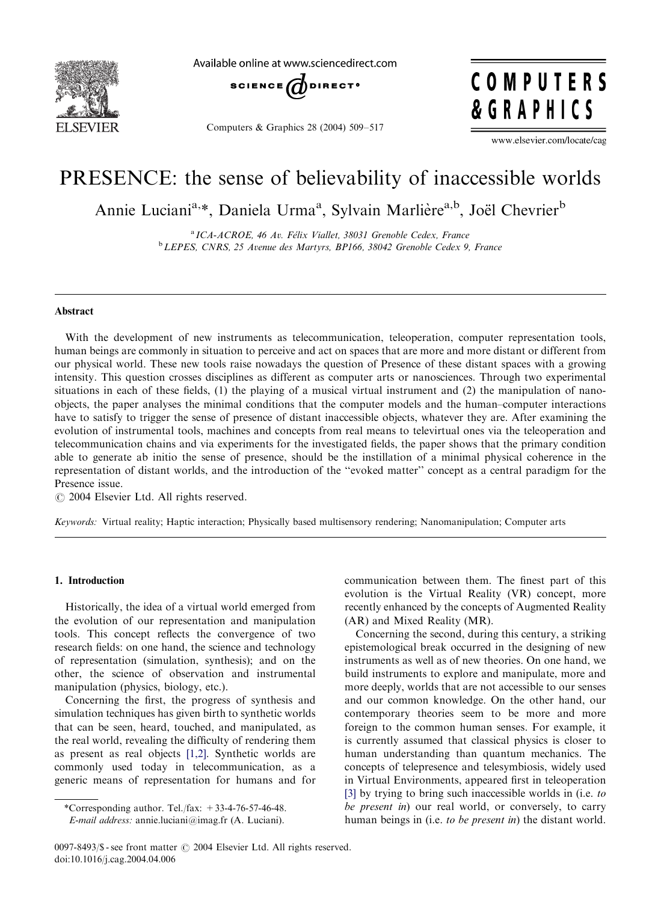# PRESENCE: the sense of believability of inaccessible worlds

Annie Luciani[a,*], Daniela Urma[a], Sylvain Marlière[a,b], Joël Chevrier[b]

[a] ICA-ACROE, 46 Av. Félix Viallet, 38031 Grenoble Cedex, France

[b] LEPES, CNRS, 25 Avenue des Martyrs, BP166, 38042 Grenoble Cedex 9, France

## Abstract

With the development of new instruments as telecommunication, teleoperation, computer representation tools, human beings are commonly in situation to perceive and act on spaces that are more and more distant or different from our physical world. These new tools raise nowadays the question of Presence of these distant spaces with a growing intensity. This question crosses disciplines as different as computer arts or nanosciences. Through two experimental situations in each of these fields, (1) the playing of a musical virtual instrument and (2) the manipulation of nano-objects, the paper analyses the minimal conditions that the computer models and the human–computer interactions have to satisfy to trigger the sense of presence of distant inaccessible objects, whatever they are. After examining the evolution of instrumental tools, machines and concepts from real means to televirtual ones via the teleoperation and telecommunication chains and via experiments for the investigated fields, the paper shows that the primary condition able to generate ab initio the sense of presence, should be the instillation of a minimal physical coherence in the representation of distant worlds, and the introduction of the "evoked matter" concept as a central paradigm for the Presence issue.

© 2004 Elsevier Ltd. All rights reserved.

*Keywords:* Virtual reality; Haptic interaction; Physically based multisensory rendering; Nanomanipulation; Computer arts

## 1. Introduction

Historically, the idea of a virtual world emerged from the evolution of our representation and manipulation tools. This concept reflects the convergence of two research fields: on one hand, the science and technology of representation (simulation, synthesis); and on the other, the science of observation and instrumental manipulation (physics, biology, etc.).

Concerning the first, the progress of synthesis and simulation techniques has given birth to synthetic worlds that can be seen, heard, touched, and manipulated, as the real world, revealing the difficulty of rendering them as present as real objects [1,2]. Synthetic worlds are commonly used today in telecommunication, as a generic means of representation for humans and for communication between them. The finest part of this evolution is the Virtual Reality (VR) concept, more recently enhanced by the concepts of Augmented Reality (AR) and Mixed Reality (MR).

Concerning the second, during this century, a striking epistemological break occurred in the designing of new instruments as well as of new theories. On one hand, we build instruments to explore and manipulate, more and more deeply, worlds that are not accessible to our senses and our common knowledge. On the other hand, our contemporary theories seem to be more and more foreign to the common human senses. For example, it is currently assumed that classical physics is closer to human understanding than quantum mechanics. The concepts of telepresence and telesymbiosis, widely used in Virtual Environments, appeared first in teleoperation [3] by trying to bring such inaccessible worlds in (i.e. *to be present in*) our real world, or conversely, to carry human beings in (i.e. *to be present in*) the distant world.

*Corresponding author. Tel./fax: +33-4-76-57-46-48.
*E-mail address:* annie.luciani@imag.fr (A. Luciani).

0097-8493/$ - see front matter © 2004 Elsevier Ltd. All rights reserved.
doi:10.1016/j.cag.2004.04.006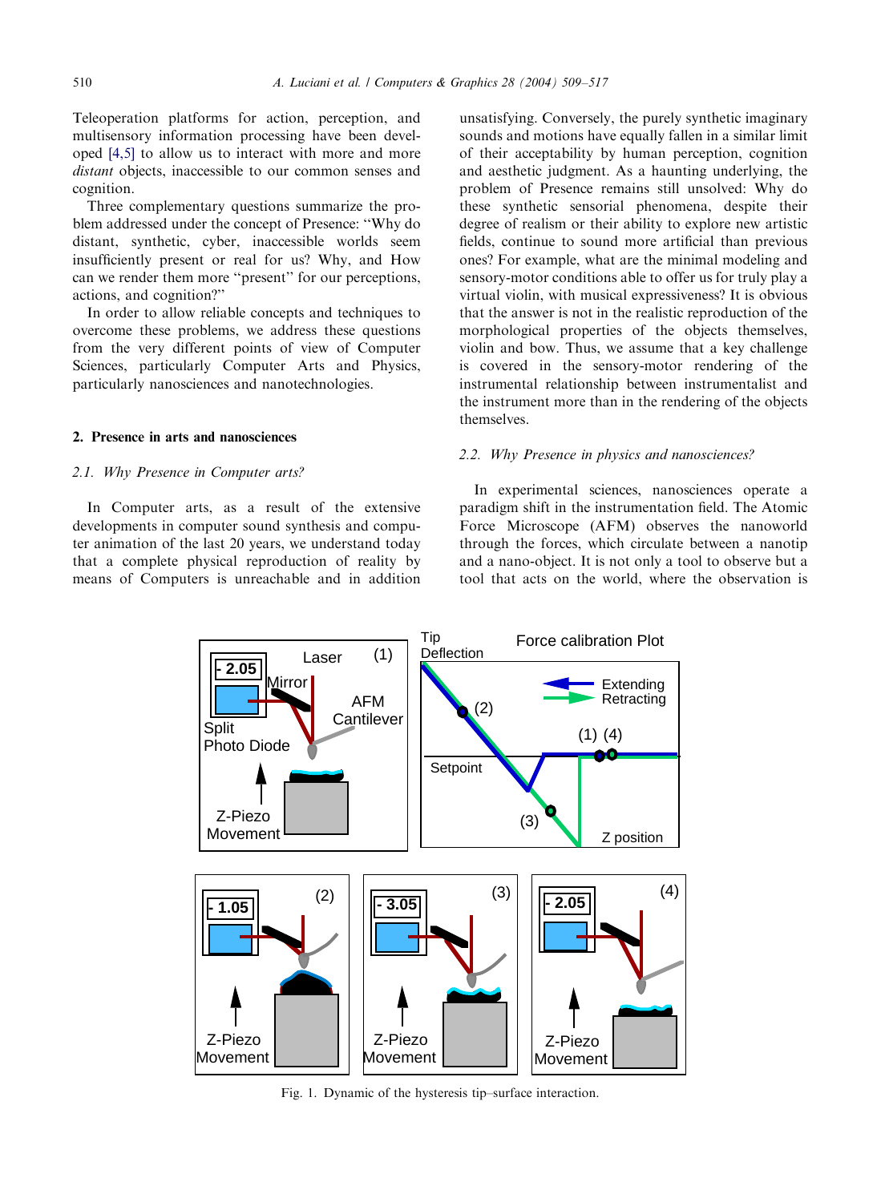Teleoperation platforms for action, perception, and multisensory information processing have been developed [4,5] to allow us to interact with more and more *distant* objects, inaccessible to our common senses and cognition.

Three complementary questions summarize the problem addressed under the concept of Presence: "Why do distant, synthetic, cyber, inaccessible worlds seem insufficiently present or real for us? Why, and How can we render them more "present" for our perceptions, actions, and cognition?"

In order to allow reliable concepts and techniques to overcome these problems, we address these questions from the very different points of view of Computer Sciences, particularly Computer Arts and Physics, particularly nanosciences and nanotechnologies.

## 2. Presence in arts and nanosciences

### 2.1. Why Presence in Computer arts?

In Computer arts, as a result of the extensive developments in computer sound synthesis and computer animation of the last 20 years, we understand today that a complete physical reproduction of reality by means of Computers is unreachable and in addition unsatisfying. Conversely, the purely synthetic imaginary sounds and motions have equally fallen in a similar limit of their acceptability by human perception, cognition and aesthetic judgment. As a haunting underlying, the problem of Presence remains still unsolved: Why do these synthetic sensorial phenomena, despite their degree of realism or their ability to explore new artistic fields, continue to sound more artificial than previous ones? For example, what are the minimal modeling and sensory-motor conditions able to offer us for truly play a virtual violin, with musical expressiveness? It is obvious that the answer is not in the realistic reproduction of the morphological properties of the objects themselves, violin and bow. Thus, we assume that a key challenge is covered in the sensory-motor rendering of the instrumental relationship between instrumentalist and the instrument more than in the rendering of the objects themselves.

### 2.2. Why Presence in physics and nanosciences?

In experimental sciences, nanosciences operate a paradigm shift in the instrumentation field. The Atomic Force Microscope (AFM) observes the nanoworld through the forces, which circulate between a nanotip and a nano-object. It is not only a tool to observe but a tool that acts on the world, where the observation is

Fig. 1. Dynamic of the hysteresis tip–surface interaction.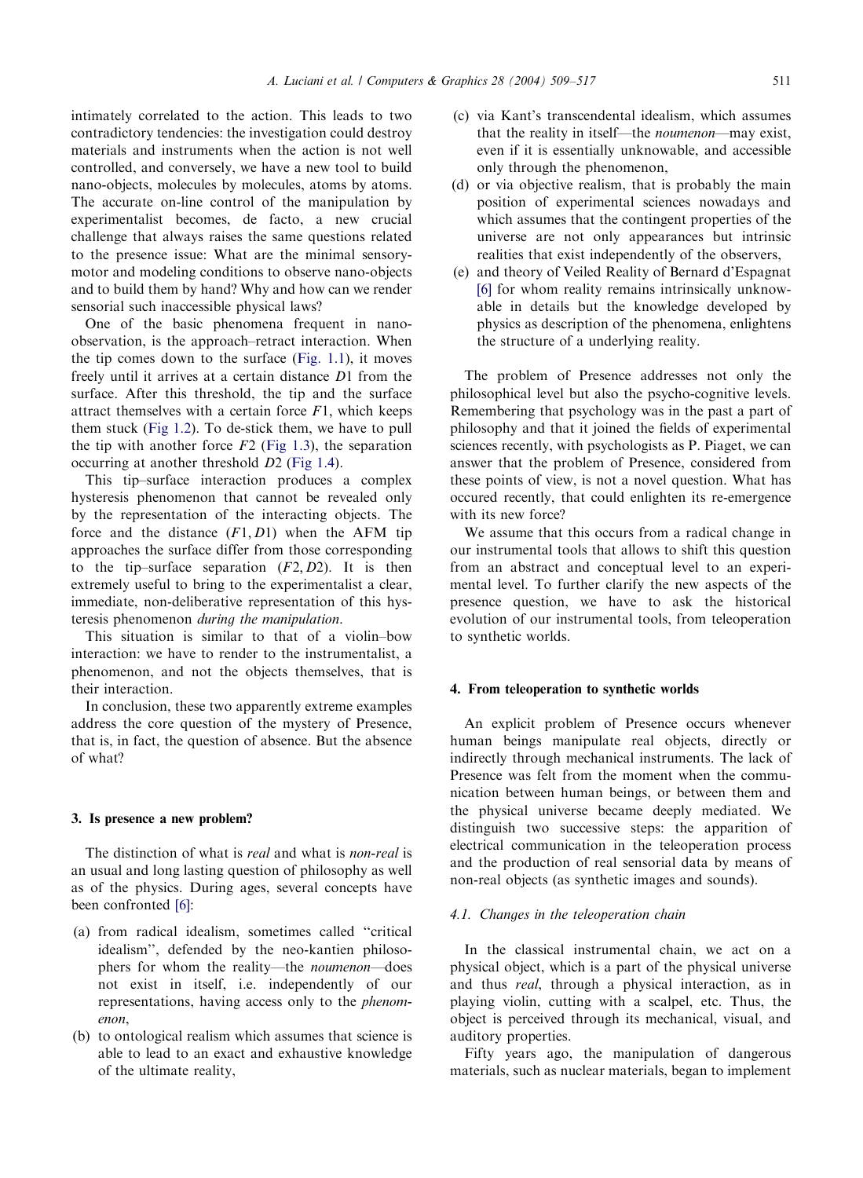intimately correlated to the action. This leads to two contradictory tendencies: the investigation could destroy materials and instruments when the action is not well controlled, and conversely, we have a new tool to build nano-objects, molecules by molecules, atoms by atoms. The accurate on-line control of the manipulation by experimentalist becomes, de facto, a new crucial challenge that always raises the same questions related to the presence issue: What are the minimal sensory-motor and modeling conditions to observe nano-objects and to build them by hand? Why and how can we render sensorial such inaccessible physical laws?

One of the basic phenomena frequent in nano-observation, is the approach–retract interaction. When the tip comes down to the surface (Fig. 1.1), it moves freely until it arrives at a certain distance $D1$ from the surface. After this threshold, the tip and the surface attract themselves with a certain force $F1$, which keeps them stuck (Fig 1.2). To de-stick them, we have to pull the tip with another force $F2$ (Fig 1.3), the separation occurring at another threshold $D2$ (Fig 1.4).

This tip–surface interaction produces a complex hysteresis phenomenon that cannot be revealed only by the representation of the interacting objects. The force and the distance $(F1, D1)$ when the AFM tip approaches the surface differ from those corresponding to the tip–surface separation $(F2, D2)$. It is then extremely useful to bring to the experimentalist a clear, immediate, non-deliberative representation of this hysteresis phenomenon *during the manipulation*.

This situation is similar to that of a violin–bow interaction: we have to render to the instrumentalist, a phenomenon, and not the objects themselves, that is their interaction.

In conclusion, these two apparently extreme examples address the core question of the mystery of Presence, that is, in fact, the question of absence. But the absence of what?

## 3. Is presence a new problem?

The distinction of what is *real* and what is *non-real* is an usual and long lasting question of philosophy as well as of the physics. During ages, several concepts have been confronted [6]:

(a) from radical idealism, sometimes called "critical idealism", defended by the neo-kantien philosophers for whom the reality—the *noumenon*—does not exist in itself, i.e. independently of our representations, having access only to the *phenomenon*,
(b) to ontological realism which assumes that science is able to lead to an exact and exhaustive knowledge of the ultimate reality,
(c) via Kant's transcendental idealism, which assumes that the reality in itself—the *noumenon*—may exist, even if it is essentially unknowable, and accessible only through the phenomenon,
(d) or via objective realism, that is probably the main position of experimental sciences nowadays and which assumes that the contingent properties of the universe are not only appearances but intrinsic realities that exist independently of the observers,
(e) and theory of Veiled Reality of Bernard d'Espagnat [6] for whom reality remains intrinsically unknowable in details but the knowledge developed by physics as description of the phenomena, enlightens the structure of a underlying reality.

The problem of Presence addresses not only the philosophical level but also the psycho-cognitive levels. Remembering that psychology was in the past a part of philosophy and that it joined the fields of experimental sciences recently, with psychologists as P. Piaget, we can answer that the problem of Presence, considered from these points of view, is not a novel question. What has occured recently, that could enlighten its re-emergence with its new force?

We assume that this occurs from a radical change in our instrumental tools that allows to shift this question from an abstract and conceptual level to an experimental level. To further clarify the new aspects of the presence question, we have to ask the historical evolution of our instrumental tools, from teleoperation to synthetic worlds.

## 4. From teleoperation to synthetic worlds

An explicit problem of Presence occurs whenever human beings manipulate real objects, directly or indirectly through mechanical instruments. The lack of Presence was felt from the moment when the communication between human beings, or between them and the physical universe became deeply mediated. We distinguish two successive steps: the apparition of electrical communication in the teleoperation process and the production of real sensorial data by means of non-real objects (as synthetic images and sounds).

### 4.1. Changes in the teleoperation chain

In the classical instrumental chain, we act on a physical object, which is a part of the physical universe and thus *real*, through a physical interaction, as in playing violin, cutting with a scalpel, etc. Thus, the object is perceived through its mechanical, visual, and auditory properties.

Fifty years ago, the manipulation of dangerous materials, such as nuclear materials, began to implement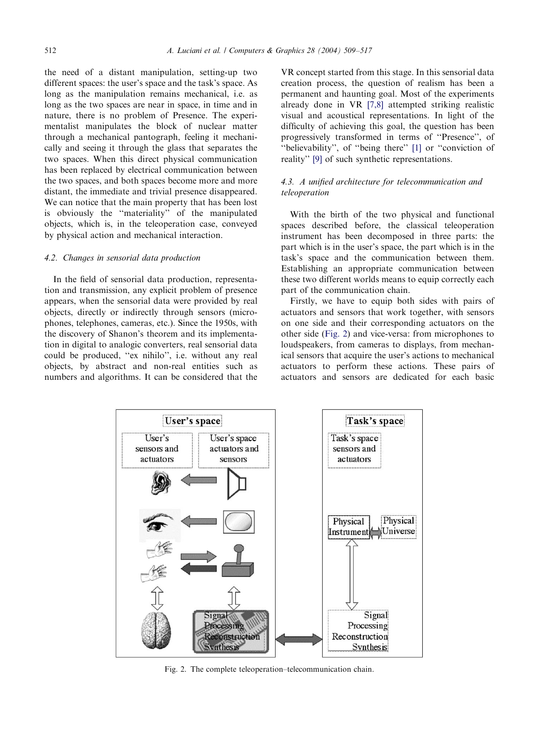the need of a distant manipulation, setting-up two different spaces: the user's space and the task's space. As long as the manipulation remains mechanical, i.e. as long as the two spaces are near in space, in time and in nature, there is no problem of Presence. The experimentalist manipulates the block of nuclear matter through a mechanical pantograph, feeling it mechanically and seeing it through the glass that separates the two spaces. When this direct physical communication has been replaced by electrical communication between the two spaces, and both spaces become more and more distant, the immediate and trivial presence disappeared. We can notice that the main property that has been lost is obviously the "materiality" of the manipulated objects, which is, in the teleoperation case, conveyed by physical action and mechanical interaction.

### 4.2. Changes in sensorial data production

In the field of sensorial data production, representation and transmission, any explicit problem of presence appears, when the sensorial data were provided by real objects, directly or indirectly through sensors (microphones, telephones, cameras, etc.). Since the 1950s, with the discovery of Shanon's theorem and its implementation in digital to analogic converters, real sensorial data could be produced, "ex nihilo", i.e. without any real objects, by abstract and non-real entities such as numbers and algorithms. It can be considered that the VR concept started from this stage. In this sensorial data creation process, the question of realism has been a permanent and haunting goal. Most of the experiments already done in VR [7,8] attempted striking realistic visual and acoustical representations. In light of the difficulty of achieving this goal, the question has been progressively transformed in terms of "Presence", of "believability", of "being there" [1] or "conviction of reality" [9] of such synthetic representations.

### 4.3. A unified architecture for telecommunication and teleoperation

With the birth of the two physical and functional spaces described before, the classical teleoperation instrument has been decomposed in three parts: the part which is in the user's space, the part which is in the task's space and the communication between them. Establishing an appropriate communication between these two different worlds means to equip correctly each part of the communication chain.

Firstly, we have to equip both sides with pairs of actuators and sensors that work together, with sensors on one side and their corresponding actuators on the other side (Fig. 2) and vice-versa: from microphones to loudspeakers, from cameras to displays, from mechanical sensors that acquire the user's actions to mechanical actuators to perform these actions. These pairs of actuators and sensors are dedicated for each basic

Fig. 2. The complete teleoperation–telecommunication chain.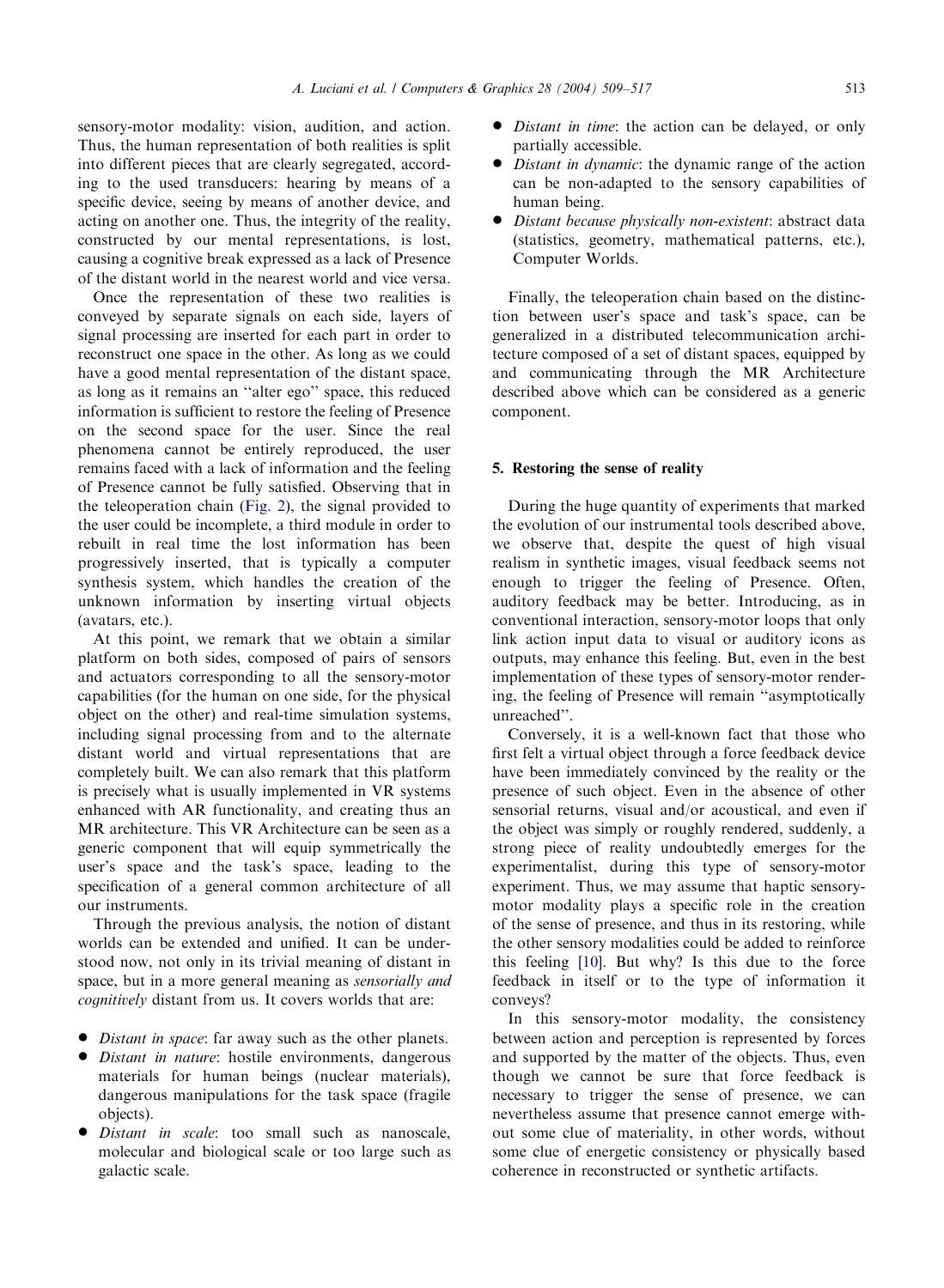sensory-motor modality: vision, audition, and action. Thus, the human representation of both realities is split into different pieces that are clearly segregated, according to the used transducers: hearing by means of a specific device, seeing by means of another device, and acting on another one. Thus, the integrity of the reality, constructed by our mental representations, is lost, causing a cognitive break expressed as a lack of Presence of the distant world in the nearest world and vice versa.

Once the representation of these two realities is conveyed by separate signals on each side, layers of signal processing are inserted for each part in order to reconstruct one space in the other. As long as we could have a good mental representation of the distant space, as long as it remains an ''alter ego'' space, this reduced information is sufficient to restore the feeling of Presence on the second space for the user. Since the real phenomena cannot be entirely reproduced, the user remains faced with a lack of information and the feeling of Presence cannot be fully satisfied. Observing that in the teleoperation chain (Fig. 2), the signal provided to the user could be incomplete, a third module in order to rebuilt in real time the lost information has been progressively inserted, that is typically a computer synthesis system, which handles the creation of the unknown information by inserting virtual objects (avatars, etc.).

At this point, we remark that we obtain a similar platform on both sides, composed of pairs of sensors and actuators corresponding to all the sensory-motor capabilities (for the human on one side, for the physical object on the other) and real-time simulation systems, including signal processing from and to the alternate distant world and virtual representations that are completely built. We can also remark that this platform is precisely what is usually implemented in VR systems enhanced with AR functionality, and creating thus an MR architecture. This VR Architecture can be seen as a generic component that will equip symmetrically the user's space and the task's space, leading to the specification of a general common architecture of all our instruments.

Through the previous analysis, the notion of distant worlds can be extended and unified. It can be understood now, not only in its trivial meaning of distant in space, but in a more general meaning as *sensorially and cognitively* distant from us. It covers worlds that are:

- *Distant in space*: far away such as the other planets.
- *Distant in nature*: hostile environments, dangerous materials for human beings (nuclear materials), dangerous manipulations for the task space (fragile objects).
- *Distant in scale*: too small such as nanoscale, molecular and biological scale or too large such as galactic scale.
- *Distant in time*: the action can be delayed, or only partially accessible.
- *Distant in dynamic*: the dynamic range of the action can be non-adapted to the sensory capabilities of human being.
- *Distant because physically non-existent*: abstract data (statistics, geometry, mathematical patterns, etc.), Computer Worlds.

Finally, the teleoperation chain based on the distinction between user's space and task's space, can be generalized in a distributed telecommunication architecture composed of a set of distant spaces, equipped by and communicating through the MR Architecture described above which can be considered as a generic component.

## 5. Restoring the sense of reality

During the huge quantity of experiments that marked the evolution of our instrumental tools described above, we observe that, despite the quest of high visual realism in synthetic images, visual feedback seems not enough to trigger the feeling of Presence. Often, auditory feedback may be better. Introducing, as in conventional interaction, sensory-motor loops that only link action input data to visual or auditory icons as outputs, may enhance this feeling. But, even in the best implementation of these types of sensory-motor rendering, the feeling of Presence will remain ''asymptotically unreached''.

Conversely, it is a well-known fact that those who first felt a virtual object through a force feedback device have been immediately convinced by the reality or the presence of such object. Even in the absence of other sensorial returns, visual and/or acoustical, and even if the object was simply or roughly rendered, suddenly, a strong piece of reality undoubtedly emerges for the experimentalist, during this type of sensory-motor experiment. Thus, we may assume that haptic sensory-motor modality plays a specific role in the creation of the sense of presence, and thus in its restoring, while the other sensory modalities could be added to reinforce this feeling [10]. But why? Is this due to the force feedback in itself or to the type of information it conveys?

In this sensory-motor modality, the consistency between action and perception is represented by forces and supported by the matter of the objects. Thus, even though we cannot be sure that force feedback is necessary to trigger the sense of presence, we can nevertheless assume that presence cannot emerge without some clue of materiality, in other words, without some clue of energetic consistency or physically based coherence in reconstructed or synthetic artifacts.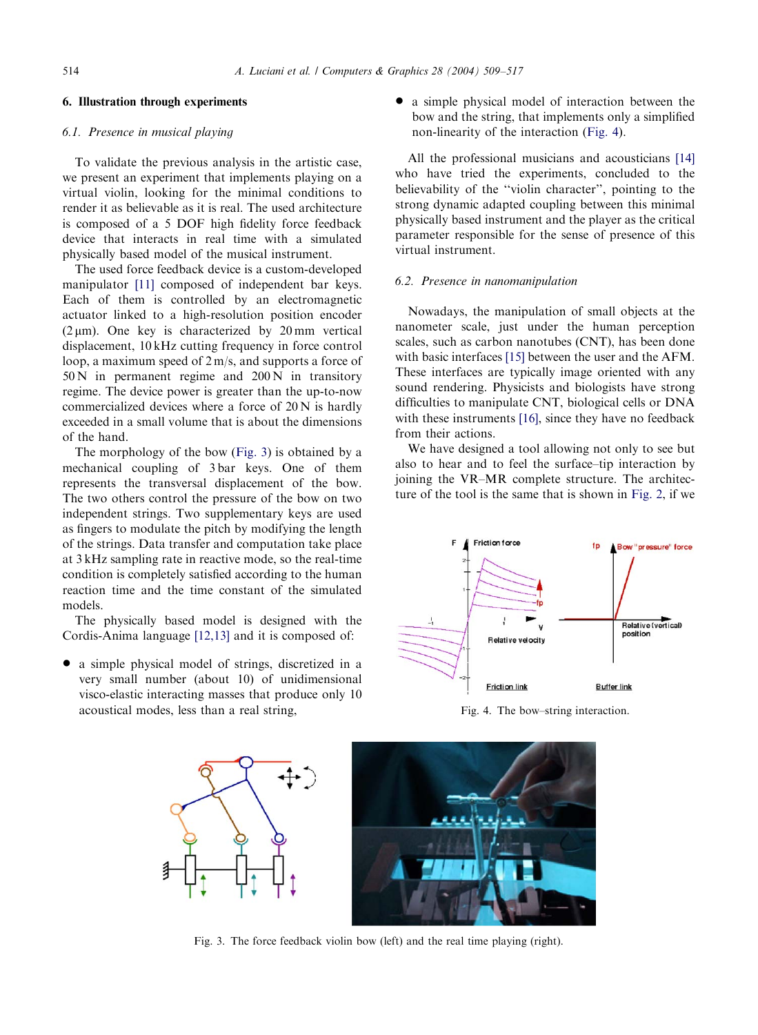## 6. Illustration through experiments

### 6.1. Presence in musical playing

To validate the previous analysis in the artistic case, we present an experiment that implements playing on a virtual violin, looking for the minimal conditions to render it as believable as it is real. The used architecture is composed of a 5 DOF high fidelity force feedback device that interacts in real time with a simulated physically based model of the musical instrument.

The used force feedback device is a custom-developed manipulator [11] composed of independent bar keys. Each of them is controlled by an electromagnetic actuator linked to a high-resolution position encoder (2 μm). One key is characterized by 20 mm vertical displacement, 10 kHz cutting frequency in force control loop, a maximum speed of 2 m/s, and supports a force of 50 N in permanent regime and 200 N in transitory regime. The device power is greater than the up-to-now commercialized devices where a force of 20 N is hardly exceeded in a small volume that is about the dimensions of the hand.

The morphology of the bow (Fig. 3) is obtained by a mechanical coupling of 3 bar keys. One of them represents the transversal displacement of the bow. The two others control the pressure of the bow on two independent strings. Two supplementary keys are used as fingers to modulate the pitch by modifying the length of the strings. Data transfer and computation take place at 3 kHz sampling rate in reactive mode, so the real-time condition is completely satisfied according to the human reaction time and the time constant of the simulated models.

The physically based model is designed with the Cordis-Anima language [12,13] and it is composed of:

- a simple physical model of strings, discretized in a very small number (about 10) of unidimensional visco-elastic interacting masses that produce only 10 acoustical modes, less than a real string,
- a simple physical model of interaction between the bow and the string, that implements only a simplified non-linearity of the interaction (Fig. 4).

All the professional musicians and acousticians [14] who have tried the experiments, concluded to the believability of the "violin character", pointing to the strong dynamic adapted coupling between this minimal physically based instrument and the player as the critical parameter responsible for the sense of presence of this virtual instrument.

### 6.2. Presence in nanomanipulation

Nowadays, the manipulation of small objects at the nanometer scale, just under the human perception scales, such as carbon nanotubes (CNT), has been done with basic interfaces [15] between the user and the AFM. These interfaces are typically image oriented with any sound rendering. Physicists and biologists have strong difficulties to manipulate CNT, biological cells or DNA with these instruments [16], since they have no feedback from their actions.

We have designed a tool allowing not only to see but also to hear and to feel the surface–tip interaction by joining the VR–MR complete structure. The architecture of the tool is the same that is shown in Fig. 2, if we

Fig. 4. The bow–string interaction.

Fig. 3. The force feedback violin bow (left) and the real time playing (right).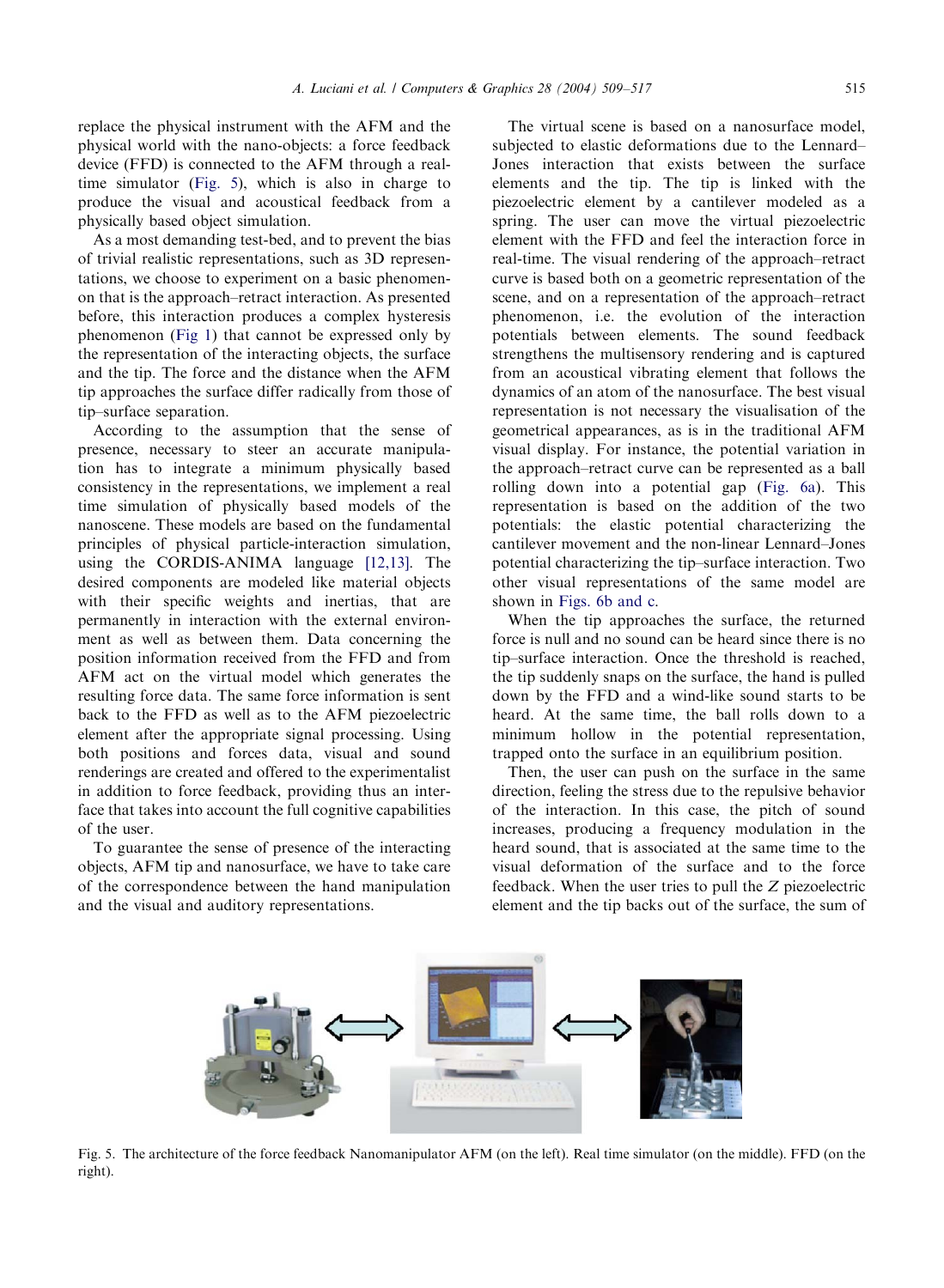replace the physical instrument with the AFM and the physical world with the nano-objects: a force feedback device (FFD) is connected to the AFM through a real-time simulator (Fig. 5), which is also in charge to produce the visual and acoustical feedback from a physically based object simulation.

As a most demanding test-bed, and to prevent the bias of trivial realistic representations, such as 3D representations, we choose to experiment on a basic phenomenon that is the approach–retract interaction. As presented before, this interaction produces a complex hysteresis phenomenon (Fig 1) that cannot be expressed only by the representation of the interacting objects, the surface and the tip. The force and the distance when the AFM tip approaches the surface differ radically from those of tip–surface separation.

According to the assumption that the sense of presence, necessary to steer an accurate manipulation has to integrate a minimum physically based consistency in the representations, we implement a real time simulation of physically based models of the nanoscene. These models are based on the fundamental principles of physical particle-interaction simulation, using the CORDIS-ANIMA language [12,13]. The desired components are modeled like material objects with their specific weights and inertias, that are permanently in interaction with the external environment as well as between them. Data concerning the position information received from the FFD and from AFM act on the virtual model which generates the resulting force data. The same force information is sent back to the FFD as well as to the AFM piezoelectric element after the appropriate signal processing. Using both positions and forces data, visual and sound renderings are created and offered to the experimentalist in addition to force feedback, providing thus an interface that takes into account the full cognitive capabilities of the user.

To guarantee the sense of presence of the interacting objects, AFM tip and nanosurface, we have to take care of the correspondence between the hand manipulation and the visual and auditory representations.

The virtual scene is based on a nanosurface model, subjected to elastic deformations due to the Lennard–Jones interaction that exists between the surface elements and the tip. The tip is linked with the piezoelectric element by a cantilever modeled as a spring. The user can move the virtual piezoelectric element with the FFD and feel the interaction force in real-time. The visual rendering of the approach–retract curve is based both on a geometric representation of the scene, and on a representation of the approach–retract phenomenon, i.e. the evolution of the interaction potentials between elements. The sound feedback strengthens the multisensory rendering and is captured from an acoustical vibrating element that follows the dynamics of an atom of the nanosurface. The best visual representation is not necessary the visualisation of the geometrical appearances, as is in the traditional AFM visual display. For instance, the potential variation in the approach–retract curve can be represented as a ball rolling down into a potential gap (Fig. 6a). This representation is based on the addition of the two potentials: the elastic potential characterizing the cantilever movement and the non-linear Lennard–Jones potential characterizing the tip–surface interaction. Two other visual representations of the same model are shown in Figs. 6b and c.

When the tip approaches the surface, the returned force is null and no sound can be heard since there is no tip–surface interaction. Once the threshold is reached, the tip suddenly snaps on the surface, the hand is pulled down by the FFD and a wind-like sound starts to be heard. At the same time, the ball rolls down to a minimum hollow in the potential representation, trapped onto the surface in an equilibrium position.

Then, the user can push on the surface in the same direction, feeling the stress due to the repulsive behavior of the interaction. In this case, the pitch of sound increases, producing a frequency modulation in the heard sound, that is associated at the same time to the visual deformation of the surface and to the force feedback. When the user tries to pull the $Z$ piezoelectric element and the tip backs out of the surface, the sum of

Fig. 5. The architecture of the force feedback Nanomanipulator AFM (on the left). Real time simulator (on the middle). FFD (on the right).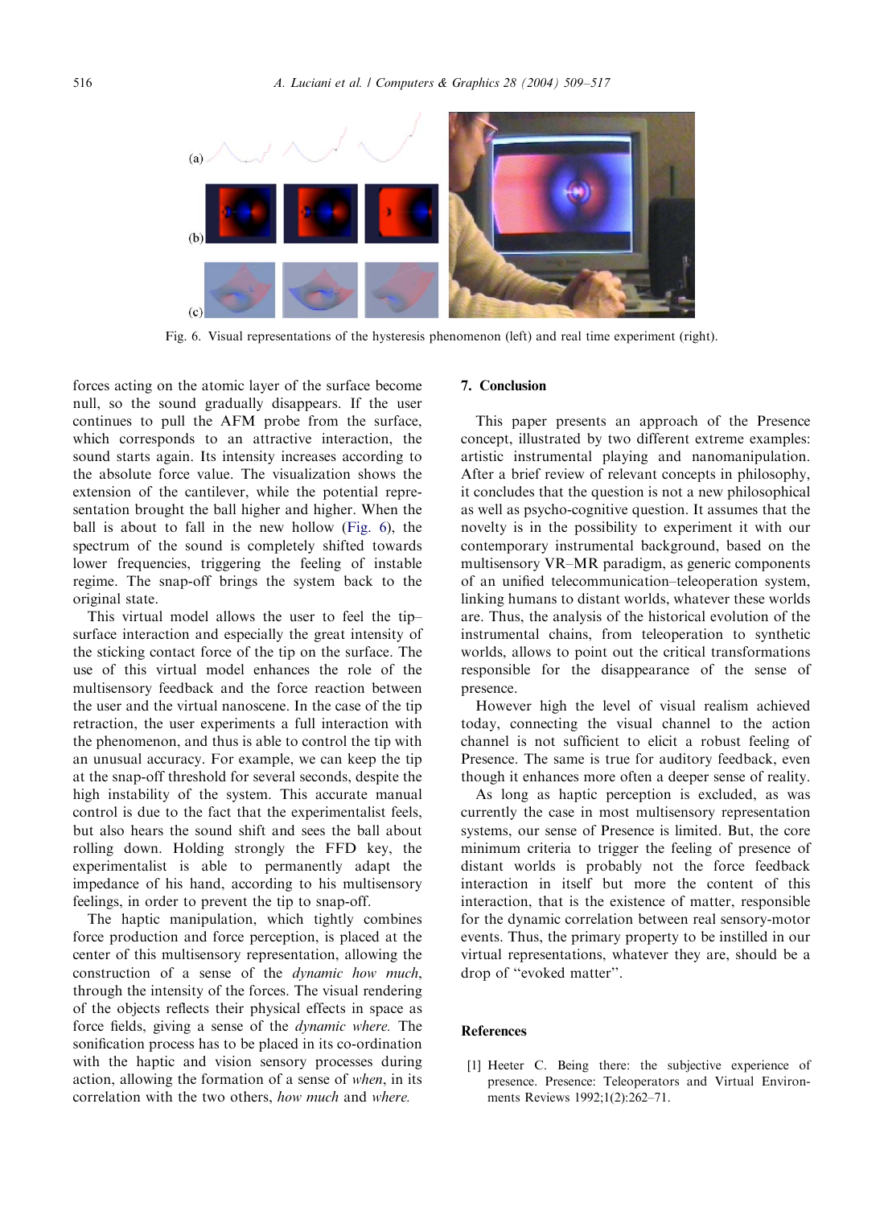(a)

(b)

(c)

Fig. 6. Visual representations of the hysteresis phenomenon (left) and real time experiment (right).

forces acting on the atomic layer of the surface become null, so the sound gradually disappears. If the user continues to pull the AFM probe from the surface, which corresponds to an attractive interaction, the sound starts again. Its intensity increases according to the absolute force value. The visualization shows the extension of the cantilever, while the potential representation brought the ball higher and higher. When the ball is about to fall in the new hollow (Fig. 6), the spectrum of the sound is completely shifted towards lower frequencies, triggering the feeling of instable regime. The snap-off brings the system back to the original state.

This virtual model allows the user to feel the tip–surface interaction and especially the great intensity of the sticking contact force of the tip on the surface. The use of this virtual model enhances the role of the multisensory feedback and the force reaction between the user and the virtual nanoscene. In the case of the tip retraction, the user experiments a full interaction with the phenomenon, and thus is able to control the tip with an unusual accuracy. For example, we can keep the tip at the snap-off threshold for several seconds, despite the high instability of the system. This accurate manual control is due to the fact that the experimentalist feels, but also hears the sound shift and sees the ball about rolling down. Holding strongly the FFD key, the experimentalist is able to permanently adapt the impedance of his hand, according to his multisensory feelings, in order to prevent the tip to snap-off.

The haptic manipulation, which tightly combines force production and force perception, is placed at the center of this multisensory representation, allowing the construction of a sense of the *dynamic how much*, through the intensity of the forces. The visual rendering of the objects reflects their physical effects in space as force fields, giving a sense of the *dynamic where.* The sonification process has to be placed in its co-ordination with the haptic and vision sensory processes during action, allowing the formation of a sense of *when*, in its correlation with the two others, *how much* and *where.*

## 7. Conclusion

This paper presents an approach of the Presence concept, illustrated by two different extreme examples: artistic instrumental playing and nanomanipulation. After a brief review of relevant concepts in philosophy, it concludes that the question is not a new philosophical as well as psycho-cognitive question. It assumes that the novelty is in the possibility to experiment it with our contemporary instrumental background, based on the multisensory VR–MR paradigm, as generic components of an unified telecommunication–teleoperation system, linking humans to distant worlds, whatever these worlds are. Thus, the analysis of the historical evolution of the instrumental chains, from teleoperation to synthetic worlds, allows to point out the critical transformations responsible for the disappearance of the sense of presence.

However high the level of visual realism achieved today, connecting the visual channel to the action channel is not sufficient to elicit a robust feeling of Presence. The same is true for auditory feedback, even though it enhances more often a deeper sense of reality.

As long as haptic perception is excluded, as was currently the case in most multisensory representation systems, our sense of Presence is limited. But, the core minimum criteria to trigger the feeling of presence of distant worlds is probably not the force feedback interaction in itself but more the content of this interaction, that is the existence of matter, responsible for the dynamic correlation between real sensory-motor events. Thus, the primary property to be instilled in our virtual representations, whatever they are, should be a drop of "evoked matter".

## References

[1] Heeter C. Being there: the subjective experience of presence. Presence: Teleoperators and Virtual Environments Reviews 1992;1(2):262–71.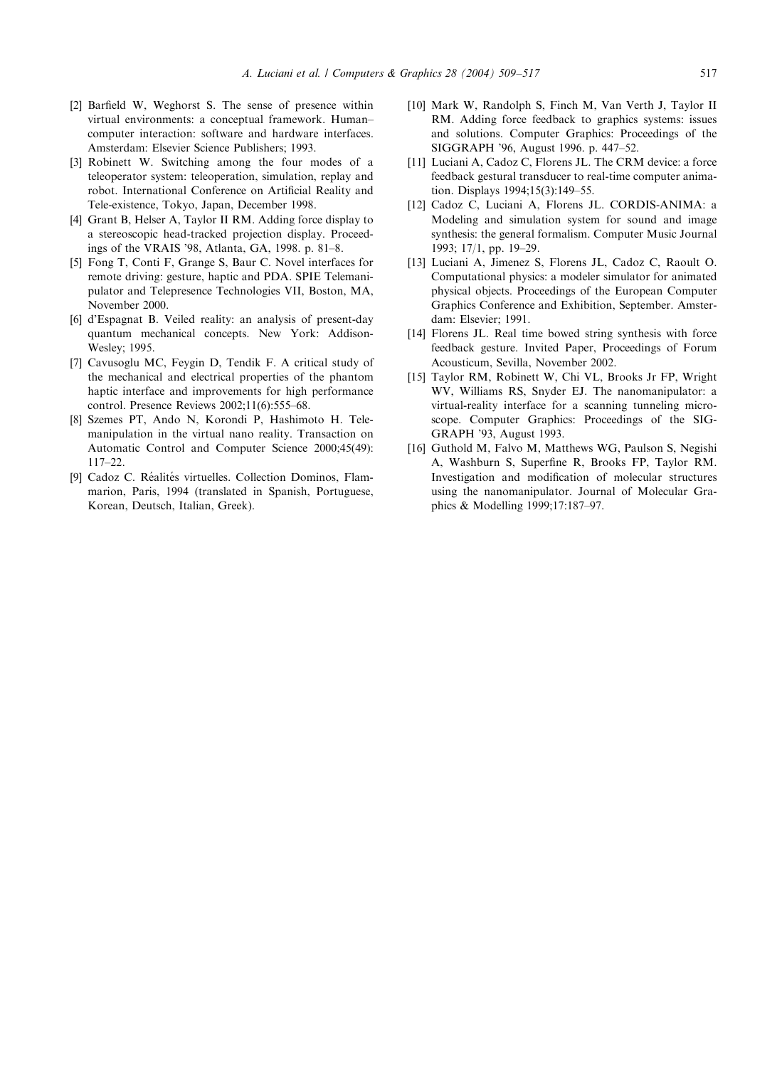[2] Barfield W, Weghorst S. The sense of presence within virtual environments: a conceptual framework. Human–computer interaction: software and hardware interfaces. Amsterdam: Elsevier Science Publishers; 1993.

[3] Robinett W. Switching among the four modes of a teleoperator system: teleoperation, simulation, replay and robot. International Conference on Artificial Reality and Tele-existence, Tokyo, Japan, December 1998.

[4] Grant B, Helser A, Taylor II RM. Adding force display to a stereoscopic head-tracked projection display. Proceedings of the VRAIS '98, Atlanta, GA, 1998. p. 81–8.

[5] Fong T, Conti F, Grange S, Baur C. Novel interfaces for remote driving: gesture, haptic and PDA. SPIE Telemanipulator and Telepresence Technologies VII, Boston, MA, November 2000.

[6] d'Espagnat B. Veiled reality: an analysis of present-day quantum mechanical concepts. New York: Addison-Wesley; 1995.

[7] Cavusoglu MC, Feygin D, Tendik F. A critical study of the mechanical and electrical properties of the phantom haptic interface and improvements for high performance control. Presence Reviews 2002;11(6):555–68.

[8] Szemes PT, Ando N, Korondi P, Hashimoto H. Telemanipulation in the virtual nano reality. Transaction on Automatic Control and Computer Science 2000;45(49): 117–22.

[9] Cadoz C. Réalités virtuelles. Collection Dominos, Flammarion, Paris, 1994 (translated in Spanish, Portuguese, Korean, Deutsch, Italian, Greek).

[10] Mark W, Randolph S, Finch M, Van Verth J, Taylor II RM. Adding force feedback to graphics systems: issues and solutions. Computer Graphics: Proceedings of the SIGGRAPH '96, August 1996. p. 447–52.

[11] Luciani A, Cadoz C, Florens JL. The CRM device: a force feedback gestural transducer to real-time computer animation. Displays 1994;15(3):149–55.

[12] Cadoz C, Luciani A, Florens JL. CORDIS-ANIMA: a Modeling and simulation system for sound and image synthesis: the general formalism. Computer Music Journal 1993; 17/1, pp. 19–29.

[13] Luciani A, Jimenez S, Florens JL, Cadoz C, Raoult O. Computational physics: a modeler simulator for animated physical objects. Proceedings of the European Computer Graphics Conference and Exhibition, September. Amsterdam: Elsevier; 1991.

[14] Florens JL. Real time bowed string synthesis with force feedback gesture. Invited Paper, Proceedings of Forum Acousticum, Sevilla, November 2002.

[15] Taylor RM, Robinett W, Chi VL, Brooks Jr FP, Wright WV, Williams RS, Snyder EJ. The nanomanipulator: a virtual-reality interface for a scanning tunneling microscope. Computer Graphics: Proceedings of the SIGGRAPH '93, August 1993.

[16] Guthold M, Falvo M, Matthews WG, Paulson S, Negishi A, Washburn S, Superfine R, Brooks FP, Taylor RM. Investigation and modification of molecular structures using the nanomanipulator. Journal of Molecular Graphics & Modelling 1999;17:187–97.